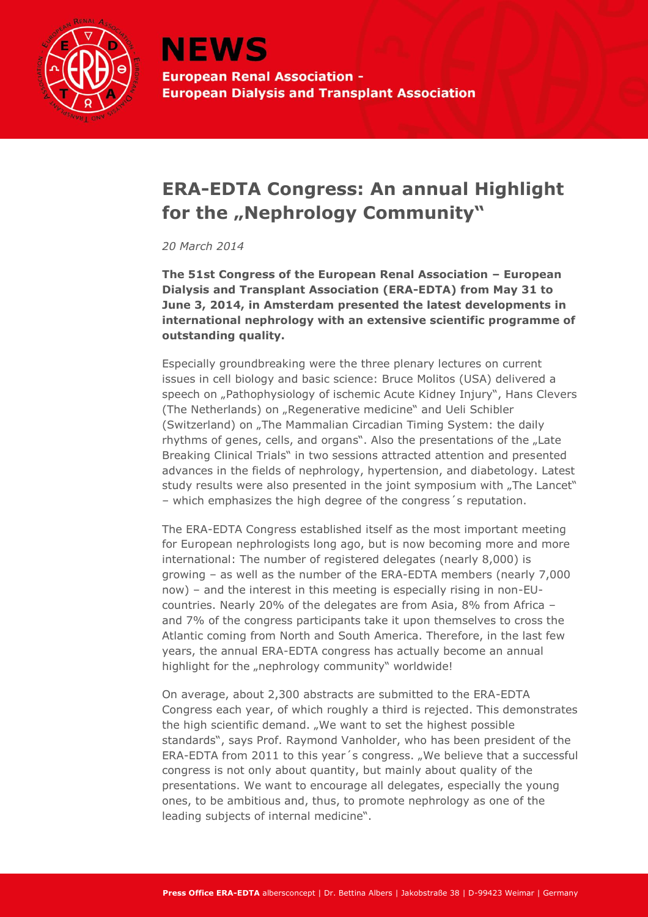# NEWS

**European Renal Association - European Dialysis and Transplant Association**

## ERA-EDTA Congress: An annual Highlight for the „Nephrology Community"

*20 March 2014*

**The 51st Congress of the European Renal Association – European Dialysis and Transplant Association (ERA-EDTA) from May 31 to June 3, 2014, in Amsterdam presented the latest developments in international nephrology with an extensive scientific programme of outstanding quality.**

Especially groundbreaking were the three plenary lectures on current issues in cell biology and basic science: Bruce Molitos (USA) delivered a speech on „Pathophysiology of ischemic Acute Kidney Injury", Hans Clevers (The Netherlands) on „Regenerative medicine" and Ueli Schibler (Switzerland) on „The Mammalian Circadian Timing System: the daily rhythms of genes, cells, and organs". Also the presentations of the „Late Breaking Clinical Trials" in two sessions attracted attention and presented advances in the fields of nephrology, hypertension, and diabetology. Latest study results were also presented in the joint symposium with „The Lancet" – which emphasizes the high degree of the congress´s reputation.

The ERA-EDTA Congress established itself as the most important meeting for European nephrologists long ago, but is now becoming more and more international: The number of registered delegates (nearly 8,000) is growing – as well as the number of the ERA-EDTA members (nearly 7,000 now) – and the interest in this meeting is especially rising in non-EU-countries. Nearly 20% of the delegates are from Asia, 8% from Africa – and 7% of the congress participants take it upon themselves to cross the Atlantic coming from North and South America. Therefore, in the last few years, the annual ERA-EDTA congress has actually become an annual highlight for the „nephrology community" worldwide!

On average, about 2,300 abstracts are submitted to the ERA-EDTA Congress each year, of which roughly a third is rejected. This demonstrates the high scientific demand. „We want to set the highest possible standards", says Prof. Raymond Vanholder, who has been president of the ERA-EDTA from 2011 to this year´s congress. „We believe that a successful congress is not only about quantity, but mainly about quality of the presentations. We want to encourage all delegates, especially the young ones, to be ambitious and, thus, to promote nephrology as one of the leading subjects of internal medicine".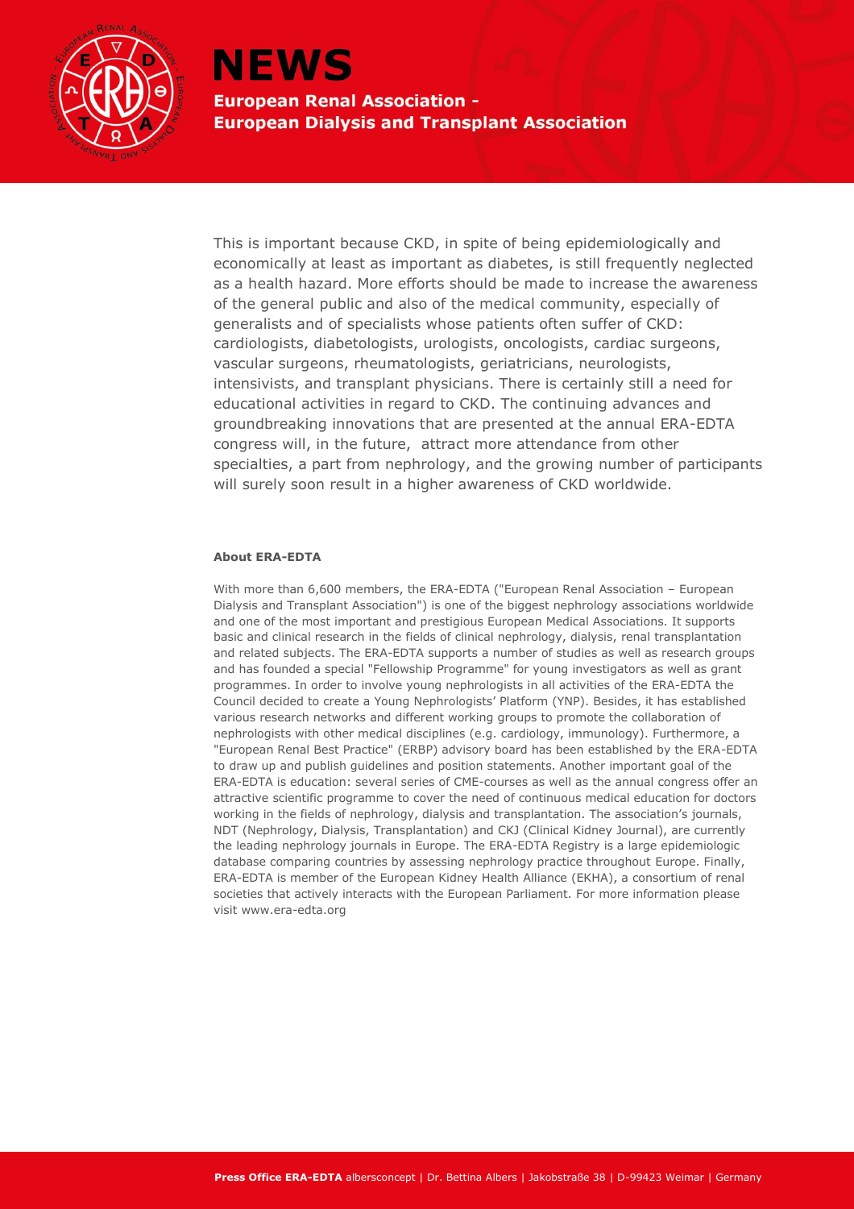This is important because CKD, in spite of being epidemiologically and economically at least as important as diabetes, is still frequently neglected as a health hazard. More efforts should be made to increase the awareness of the general public and also of the medical community, especially of generalists and of specialists whose patients often suffer of CKD: cardiologists, diabetologists, urologists, oncologists, cardiac surgeons, vascular surgeons, rheumatologists, geriatricians, neurologists, intensivists, and transplant physicians. There is certainly still a need for educational activities in regard to CKD. The continuing advances and groundbreaking innovations that are presented at the annual ERA-EDTA congress will, in the future, attract more attendance from other specialties, a part from nephrology, and the growing number of participants will surely soon result in a higher awareness of CKD worldwide.

**About ERA-EDTA**

With more than 6,600 members, the ERA-EDTA ("European Renal Association – European Dialysis and Transplant Association") is one of the biggest nephrology associations worldwide and one of the most important and prestigious European Medical Associations. It supports basic and clinical research in the fields of clinical nephrology, dialysis, renal transplantation and related subjects. The ERA-EDTA supports a number of studies as well as research groups and has founded a special "Fellowship Programme" for young investigators as well as grant programmes. In order to involve young nephrologists in all activities of the ERA-EDTA the Council decided to create a Young Nephrologists' Platform (YNP). Besides, it has established various research networks and different working groups to promote the collaboration of nephrologists with other medical disciplines (e.g. cardiology, immunology). Furthermore, a "European Renal Best Practice" (ERBP) advisory board has been established by the ERA-EDTA to draw up and publish guidelines and position statements. Another important goal of the ERA-EDTA is education: several series of CME-courses as well as the annual congress offer an attractive scientific programme to cover the need of continuous medical education for doctors working in the fields of nephrology, dialysis and transplantation. The association's journals, NDT (Nephrology, Dialysis, Transplantation) and CKJ (Clinical Kidney Journal), are currently the leading nephrology journals in Europe. The ERA-EDTA Registry is a large epidemiologic database comparing countries by assessing nephrology practice throughout Europe. Finally, ERA-EDTA is member of the European Kidney Health Alliance (EKHA), a consortium of renal societies that actively interacts with the European Parliament. For more information please visit www.era-edta.org